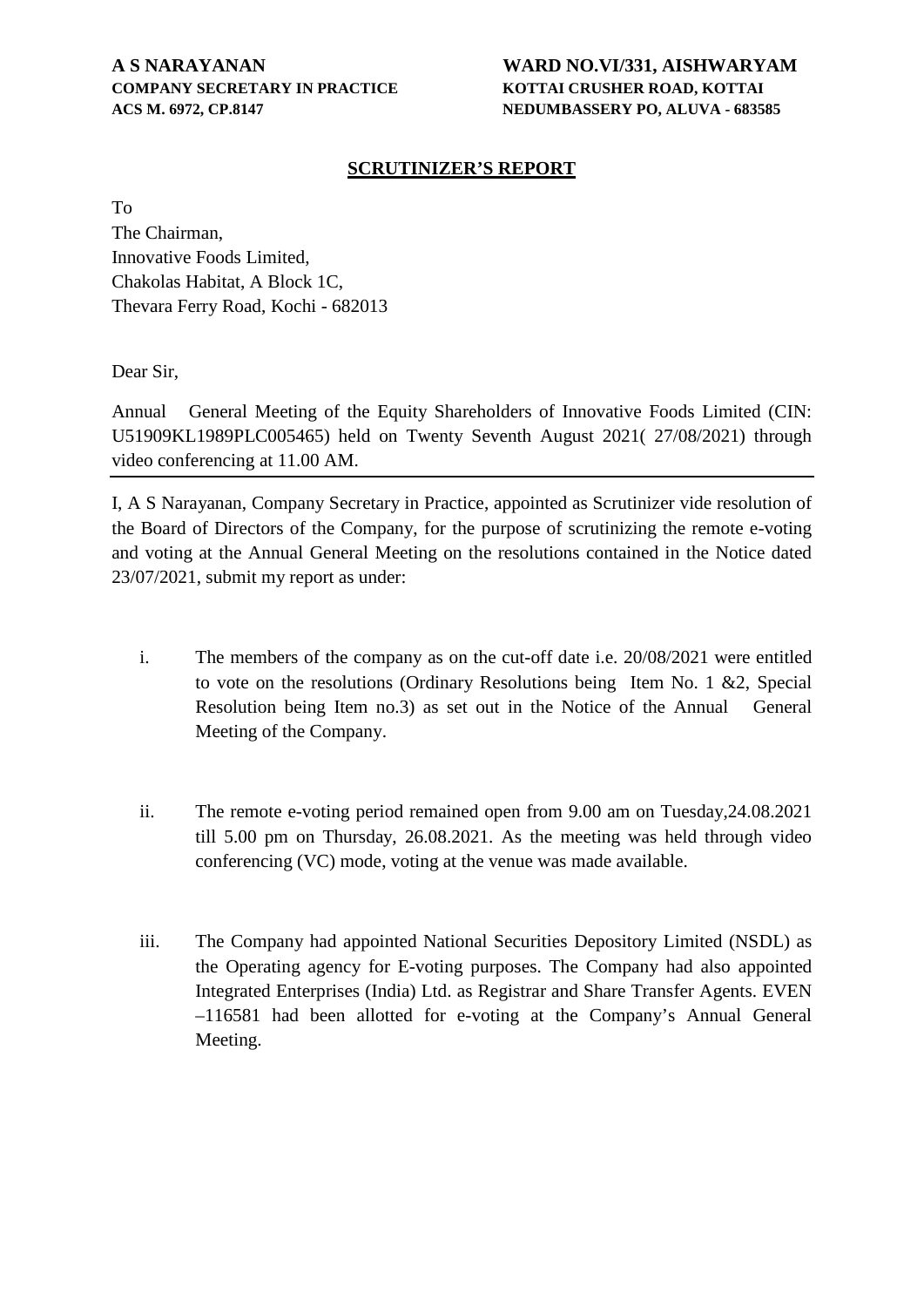**A S NARAYANAN**
**COMPANY SECRETARY IN PRACTICE**
**ACS M. 6972, CP.8147**

**WARD NO.VI/331, AISHWARYAM**
**KOTTAI CRUSHER ROAD, KOTTAI**
**NEDUMBASSERY PO, ALUVA - 683585**

## SCRUTINIZER'S REPORT

To
The Chairman,
Innovative Foods Limited,
Chakolas Habitat, A Block 1C,
Thevara Ferry Road, Kochi - 682013

Dear Sir,

Annual General Meeting of the Equity Shareholders of Innovative Foods Limited (CIN: U51909KL1989PLC005465) held on Twenty Seventh August 2021( 27/08/2021) through video conferencing at 11.00 AM.

---

I, A S Narayanan, Company Secretary in Practice, appointed as Scrutinizer vide resolution of the Board of Directors of the Company, for the purpose of scrutinizing the remote e-voting and voting at the Annual General Meeting on the resolutions contained in the Notice dated 23/07/2021, submit my report as under:

i. The members of the company as on the cut-off date i.e. 20/08/2021 were entitled to vote on the resolutions (Ordinary Resolutions being Item No. 1 &2, Special Resolution being Item no.3) as set out in the Notice of the Annual General Meeting of the Company.

ii. The remote e-voting period remained open from 9.00 am on Tuesday,24.08.2021 till 5.00 pm on Thursday, 26.08.2021. As the meeting was held through video conferencing (VC) mode, voting at the venue was made available.

iii. The Company had appointed National Securities Depository Limited (NSDL) as the Operating agency for E-voting purposes. The Company had also appointed Integrated Enterprises (India) Ltd. as Registrar and Share Transfer Agents. EVEN –116581 had been allotted for e-voting at the Company's Annual General Meeting.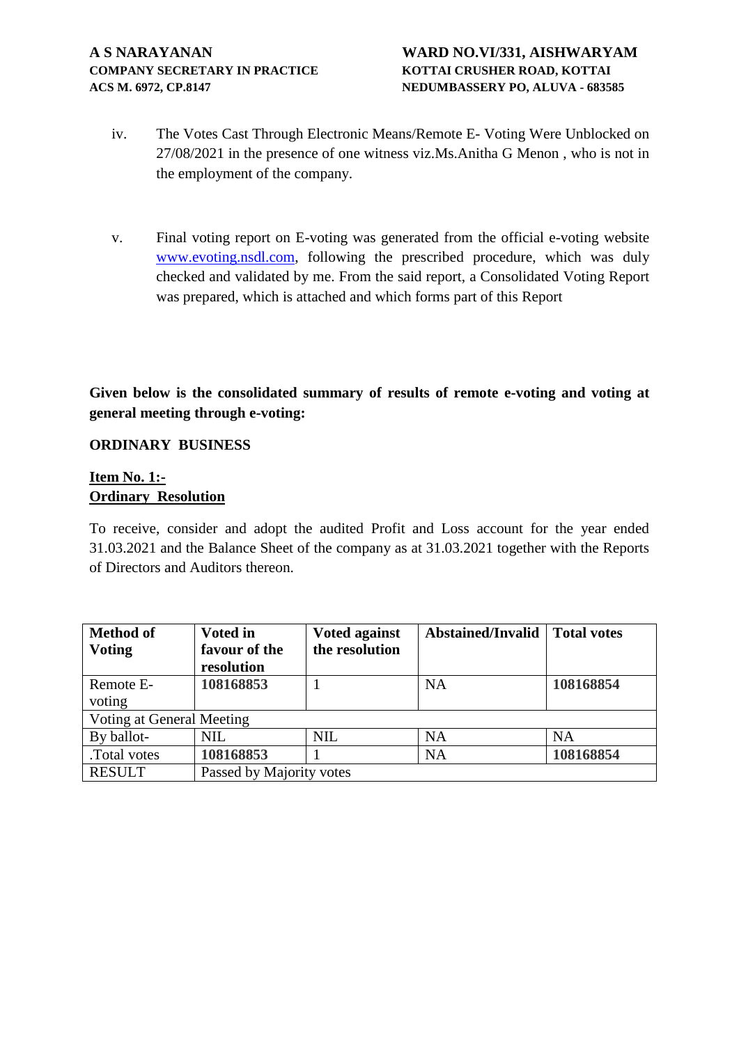iv. The Votes Cast Through Electronic Means/Remote E- Voting Were Unblocked on 27/08/2021 in the presence of one witness viz.Ms.Anitha G Menon , who is not in the employment of the company.

v. Final voting report on E-voting was generated from the official e-voting website www.evoting.nsdl.com, following the prescribed procedure, which was duly checked and validated by me. From the said report, a Consolidated Voting Report was prepared, which is attached and which forms part of this Report

**Given below is the consolidated summary of results of remote e-voting and voting at general meeting through e-voting:**

**ORDINARY BUSINESS**

**Item No. 1:-**
**Ordinary Resolution**

To receive, consider and adopt the audited Profit and Loss account for the year ended 31.03.2021 and the Balance Sheet of the company as at 31.03.2021 together with the Reports of Directors and Auditors thereon.

| Method of Voting | Voted in favour of the resolution | Voted against the resolution | Abstained/Invalid | Total votes |
|---|---|---|---|---|
| Remote E-voting | **108168853** | 1 | NA | **108168854** |
| Voting at General Meeting | | | | |
| By ballot- | NIL | NIL | NA | NA |
| .Total votes | **108168853** | 1 | NA | **108168854** |
| RESULT | Passed by Majority votes | | | |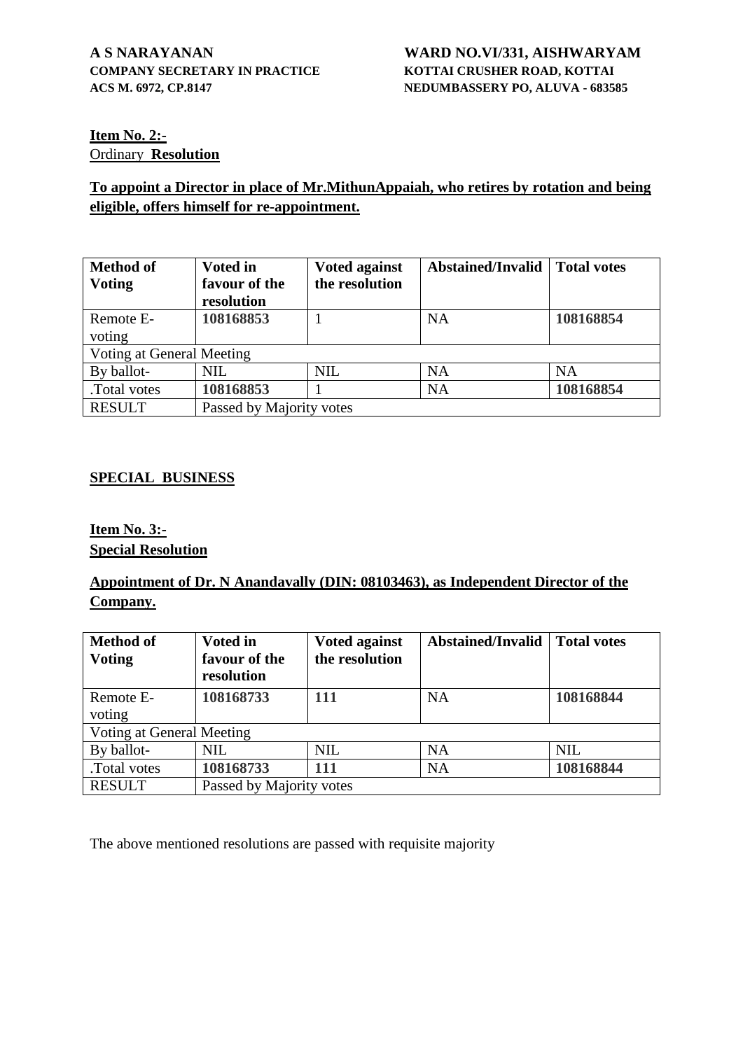**A S NARAYANAN**
**COMPANY SECRETARY IN PRACTICE**
**ACS M. 6972, CP.8147**

**WARD NO.VI/331, AISHWARYAM**
**KOTTAI CRUSHER ROAD, KOTTAI**
**NEDUMBASSERY PO, ALUVA - 683585**

**Item No. 2:-**
Ordinary **Resolution**

**To appoint a Director in place of Mr.MithunAppaiah, who retires by rotation and being eligible, offers himself for re-appointment.**

| **Method of Voting** | **Voted in favour of the resolution** | **Voted against the resolution** | **Abstained/Invalid** | **Total votes** |
|---|---|---|---|---|
| Remote E-voting | **108168853** | 1 | NA | **108168854** |
| Voting at General Meeting | | | | |
| By ballot- | NIL | NIL | NA | NA |
| .Total votes | **108168853** | 1 | NA | **108168854** |
| RESULT | Passed by Majority votes | | | |

**SPECIAL BUSINESS**

**Item No. 3:-**
**Special Resolution**

**Appointment of Dr. N Anandavally (DIN: 08103463), as Independent Director of the Company.**

| **Method of Voting** | **Voted in favour of the resolution** | **Voted against the resolution** | **Abstained/Invalid** | **Total votes** |
|---|---|---|---|---|
| Remote E-voting | **108168733** | **111** | NA | **108168844** |
| Voting at General Meeting | | | | |
| By ballot- | NIL | NIL | NA | NIL |
| .Total votes | **108168733** | **111** | NA | **108168844** |
| RESULT | Passed by Majority votes | | | |

The above mentioned resolutions are passed with requisite majority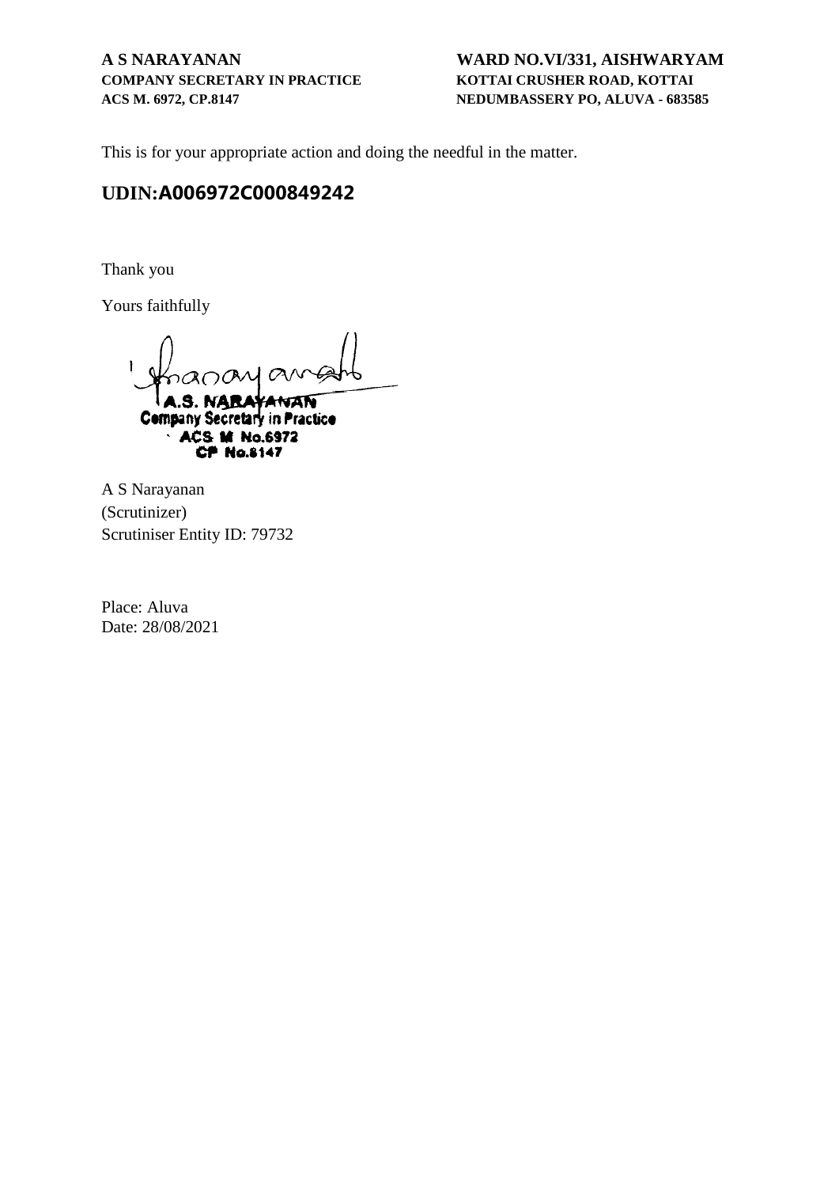**A S NARAYANAN**
**COMPANY SECRETARY IN PRACTICE**
**ACS M. 6972, CP.8147**

**WARD NO.VI/331, AISHWARYAM**
**KOTTAI CRUSHER ROAD, KOTTAI**
**NEDUMBASSERY PO, ALUVA - 683585**

This is for your appropriate action and doing the needful in the matter.

**UDIN:A006972C000849242**

Thank you

Yours faithfully

A.S. NARAYANAN
Company Secretary in Practice
ACS M No.6972
CP No.8147

A S Narayanan
(Scrutinizer)
Scrutiniser Entity ID: 79732

Place: Aluva
Date: 28/08/2021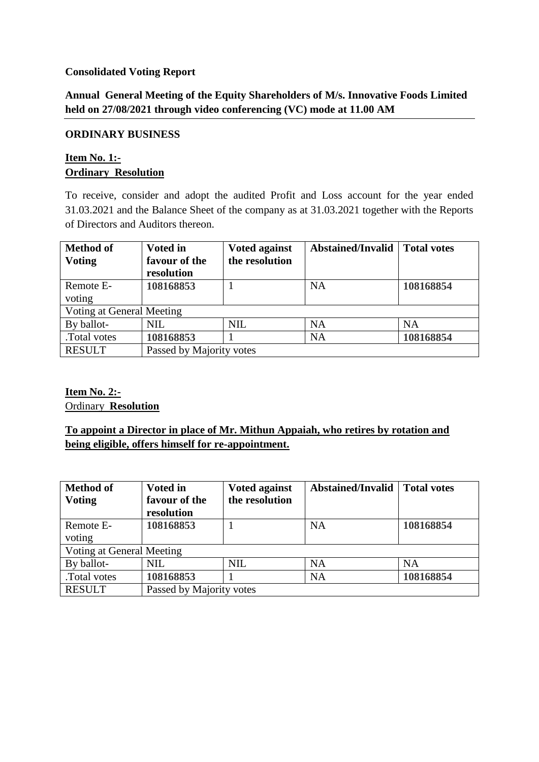**Consolidated Voting Report**

**Annual General Meeting of the Equity Shareholders of M/s. Innovative Foods Limited held on 27/08/2021 through video conferencing (VC) mode at 11.00 AM**

---

**ORDINARY BUSINESS**

**Item No. 1:-**
**Ordinary Resolution**

To receive, consider and adopt the audited Profit and Loss account for the year ended 31.03.2021 and the Balance Sheet of the company as at 31.03.2021 together with the Reports of Directors and Auditors thereon.

| Method of Voting | Voted in favour of the resolution | Voted against the resolution | Abstained/Invalid | Total votes |
|---|---|---|---|---|
| Remote E-voting | **108168853** | 1 | NA | **108168854** |
| Voting at General Meeting | | | | |
| By ballot- | NIL | NIL | NA | NA |
| .Total votes | **108168853** | 1 | NA | **108168854** |
| RESULT | Passed by Majority votes | | | |

**Item No. 2:-**
Ordinary **Resolution**

**To appoint a Director in place of Mr. Mithun Appaiah, who retires by rotation and being eligible, offers himself for re-appointment.**

| Method of Voting | Voted in favour of the resolution | Voted against the resolution | Abstained/Invalid | Total votes |
|---|---|---|---|---|
| Remote E-voting | **108168853** | 1 | NA | **108168854** |
| Voting at General Meeting | | | | |
| By ballot- | NIL | NIL | NA | NA |
| .Total votes | **108168853** | 1 | NA | **108168854** |
| RESULT | Passed by Majority votes | | | |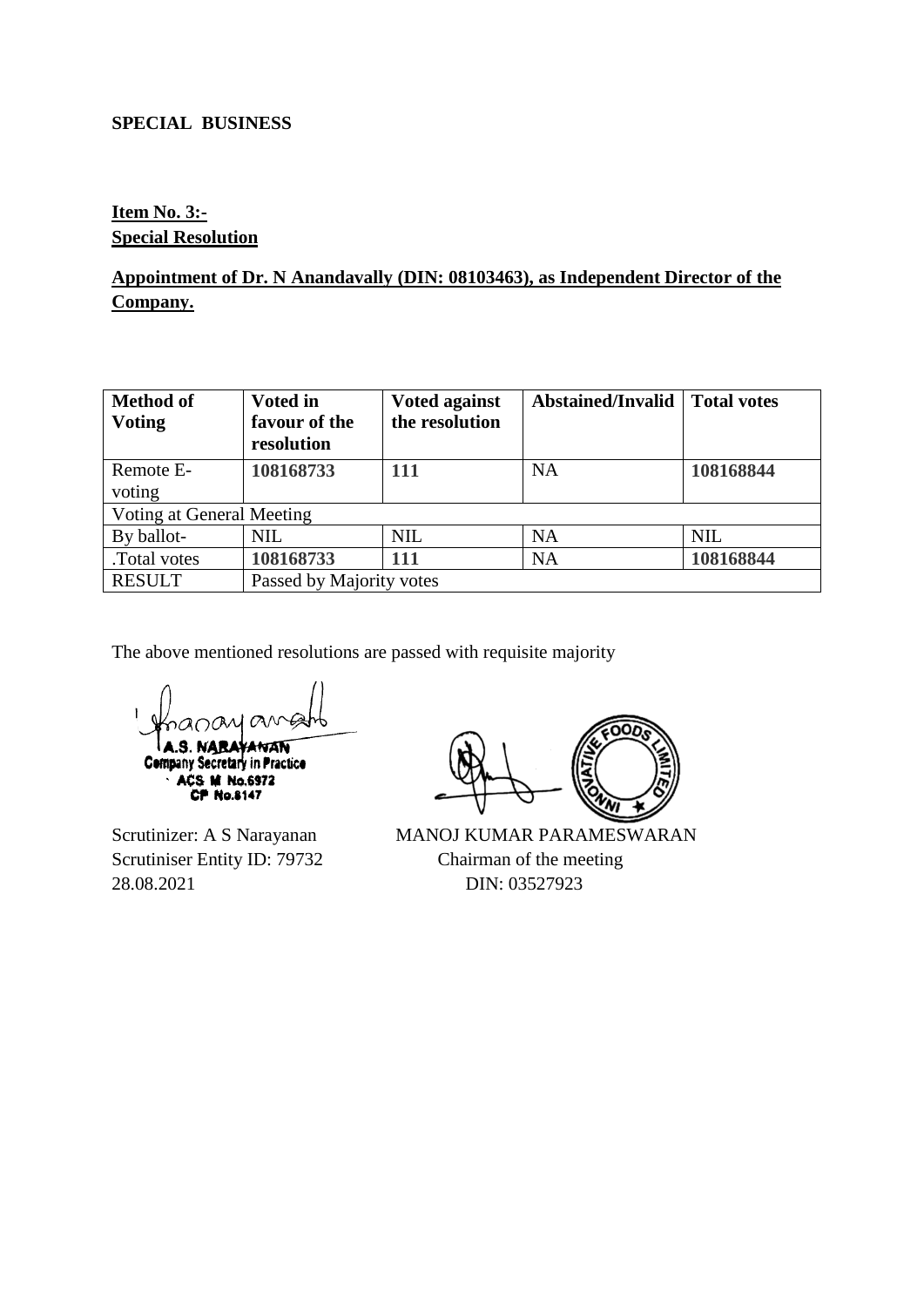**SPECIAL BUSINESS**

**Item No. 3:-**
**Special Resolution**

**Appointment of Dr. N Anandavally (DIN: 08103463), as Independent Director of the Company.**

| **Method of Voting** | **Voted in favour of the resolution** | **Voted against the resolution** | **Abstained/Invalid** | **Total votes** |
|---|---|---|---|---|
| Remote E-voting | **108168733** | **111** | NA | **108168844** |
| Voting at General Meeting | | | | |
| By ballot- | NIL | NIL | NA | NIL |
| .Total votes | **108168733** | **111** | NA | **108168844** |
| RESULT | Passed by Majority votes | | | |

The above mentioned resolutions are passed with requisite majority

A.S. NARAYANAN
Company Secretary in Practice
ACS M No.6972
CP No.8147

Scrutinizer: A S Narayanan
Scrutiniser Entity ID: 79732
28.08.2021

MANOJ KUMAR PARAMESWARAN
Chairman of the meeting
DIN: 03527923

INNOVATIVE FOODS LIMITED